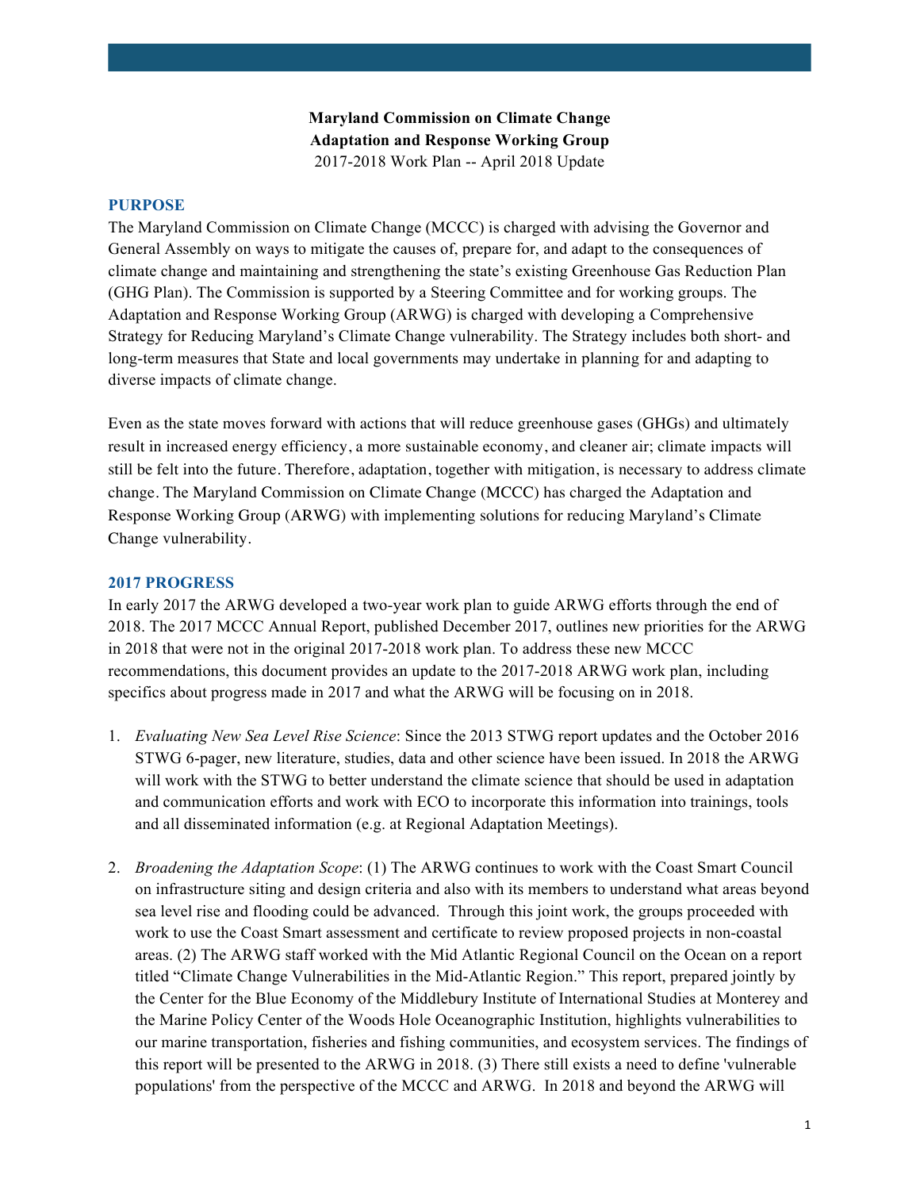**Maryland Commission on Climate Change**
**Adaptation and Response Working Group**
2017-2018 Work Plan -- April 2018 Update

## PURPOSE

The Maryland Commission on Climate Change (MCCC) is charged with advising the Governor and General Assembly on ways to mitigate the causes of, prepare for, and adapt to the consequences of climate change and maintaining and strengthening the state's existing Greenhouse Gas Reduction Plan (GHG Plan). The Commission is supported by a Steering Committee and for working groups. The Adaptation and Response Working Group (ARWG) is charged with developing a Comprehensive Strategy for Reducing Maryland's Climate Change vulnerability. The Strategy includes both short- and long-term measures that State and local governments may undertake in planning for and adapting to diverse impacts of climate change.

Even as the state moves forward with actions that will reduce greenhouse gases (GHGs) and ultimately result in increased energy efficiency, a more sustainable economy, and cleaner air; climate impacts will still be felt into the future. Therefore, adaptation, together with mitigation, is necessary to address climate change. The Maryland Commission on Climate Change (MCCC) has charged the Adaptation and Response Working Group (ARWG) with implementing solutions for reducing Maryland's Climate Change vulnerability.

## 2017 PROGRESS

In early 2017 the ARWG developed a two-year work plan to guide ARWG efforts through the end of 2018. The 2017 MCCC Annual Report, published December 2017, outlines new priorities for the ARWG in 2018 that were not in the original 2017-2018 work plan. To address these new MCCC recommendations, this document provides an update to the 2017-2018 ARWG work plan, including specifics about progress made in 2017 and what the ARWG will be focusing on in 2018.

1. *Evaluating New Sea Level Rise Science*: Since the 2013 STWG report updates and the October 2016 STWG 6-pager, new literature, studies, data and other science have been issued. In 2018 the ARWG will work with the STWG to better understand the climate science that should be used in adaptation and communication efforts and work with ECO to incorporate this information into trainings, tools and all disseminated information (e.g. at Regional Adaptation Meetings).

2. *Broadening the Adaptation Scope*: (1) The ARWG continues to work with the Coast Smart Council on infrastructure siting and design criteria and also with its members to understand what areas beyond sea level rise and flooding could be advanced. Through this joint work, the groups proceeded with work to use the Coast Smart assessment and certificate to review proposed projects in non-coastal areas. (2) The ARWG staff worked with the Mid Atlantic Regional Council on the Ocean on a report titled "Climate Change Vulnerabilities in the Mid-Atlantic Region." This report, prepared jointly by the Center for the Blue Economy of the Middlebury Institute of International Studies at Monterey and the Marine Policy Center of the Woods Hole Oceanographic Institution, highlights vulnerabilities to our marine transportation, fisheries and fishing communities, and ecosystem services. The findings of this report will be presented to the ARWG in 2018. (3) There still exists a need to define 'vulnerable populations' from the perspective of the MCCC and ARWG. In 2018 and beyond the ARWG will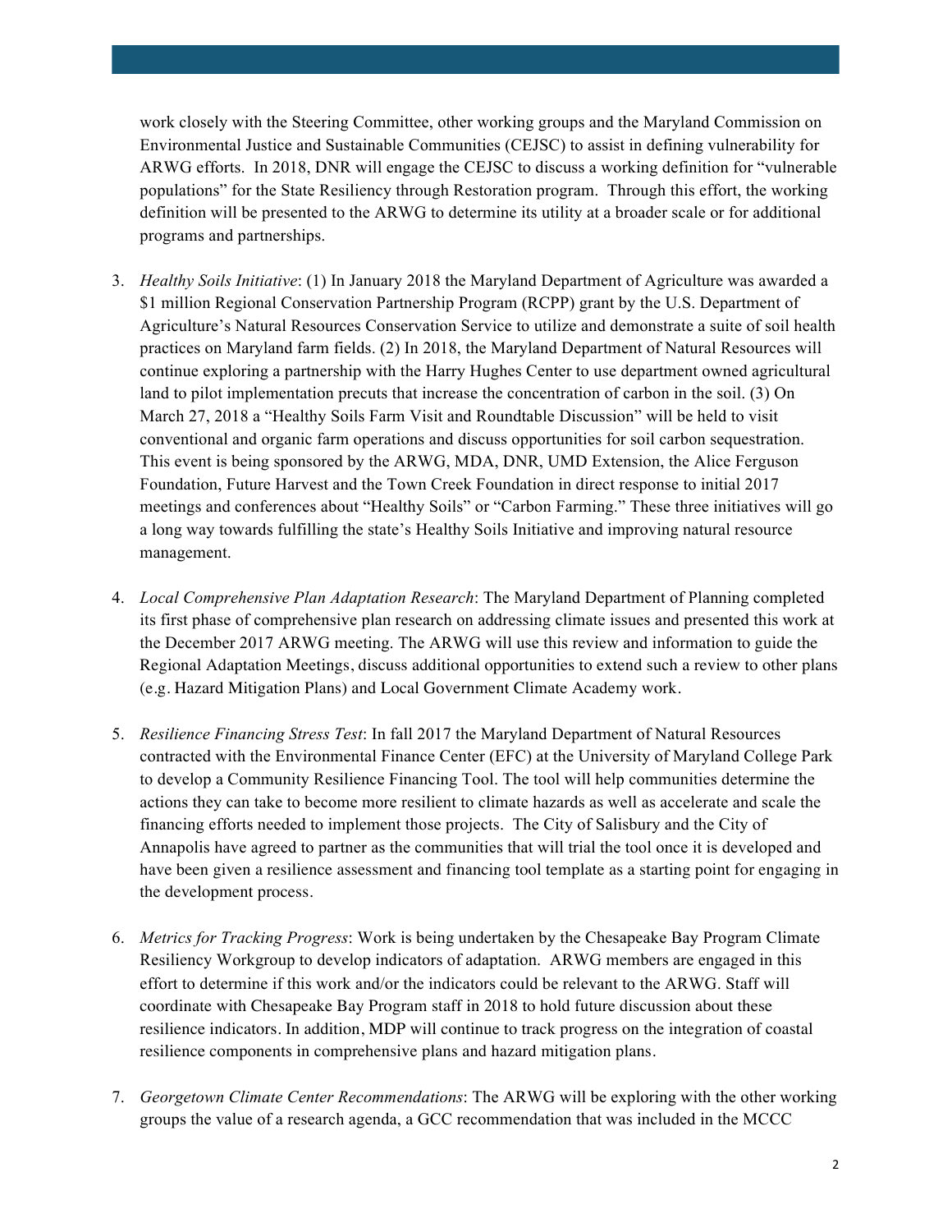work closely with the Steering Committee, other working groups and the Maryland Commission on Environmental Justice and Sustainable Communities (CEJSC) to assist in defining vulnerability for ARWG efforts. In 2018, DNR will engage the CEJSC to discuss a working definition for "vulnerable populations" for the State Resiliency through Restoration program. Through this effort, the working definition will be presented to the ARWG to determine its utility at a broader scale or for additional programs and partnerships.

3. *Healthy Soils Initiative*: (1) In January 2018 the Maryland Department of Agriculture was awarded a $1 million Regional Conservation Partnership Program (RCPP) grant by the U.S. Department of Agriculture's Natural Resources Conservation Service to utilize and demonstrate a suite of soil health practices on Maryland farm fields. (2) In 2018, the Maryland Department of Natural Resources will continue exploring a partnership with the Harry Hughes Center to use department owned agricultural land to pilot implementation precuts that increase the concentration of carbon in the soil. (3) On March 27, 2018 a "Healthy Soils Farm Visit and Roundtable Discussion" will be held to visit conventional and organic farm operations and discuss opportunities for soil carbon sequestration. This event is being sponsored by the ARWG, MDA, DNR, UMD Extension, the Alice Ferguson Foundation, Future Harvest and the Town Creek Foundation in direct response to initial 2017 meetings and conferences about "Healthy Soils" or "Carbon Farming." These three initiatives will go a long way towards fulfilling the state's Healthy Soils Initiative and improving natural resource management.

4. *Local Comprehensive Plan Adaptation Research*: The Maryland Department of Planning completed its first phase of comprehensive plan research on addressing climate issues and presented this work at the December 2017 ARWG meeting. The ARWG will use this review and information to guide the Regional Adaptation Meetings, discuss additional opportunities to extend such a review to other plans (e.g. Hazard Mitigation Plans) and Local Government Climate Academy work.

5. *Resilience Financing Stress Test*: In fall 2017 the Maryland Department of Natural Resources contracted with the Environmental Finance Center (EFC) at the University of Maryland College Park to develop a Community Resilience Financing Tool. The tool will help communities determine the actions they can take to become more resilient to climate hazards as well as accelerate and scale the financing efforts needed to implement those projects. The City of Salisbury and the City of Annapolis have agreed to partner as the communities that will trial the tool once it is developed and have been given a resilience assessment and financing tool template as a starting point for engaging in the development process.

6. *Metrics for Tracking Progress*: Work is being undertaken by the Chesapeake Bay Program Climate Resiliency Workgroup to develop indicators of adaptation. ARWG members are engaged in this effort to determine if this work and/or the indicators could be relevant to the ARWG. Staff will coordinate with Chesapeake Bay Program staff in 2018 to hold future discussion about these resilience indicators. In addition, MDP will continue to track progress on the integration of coastal resilience components in comprehensive plans and hazard mitigation plans.

7. *Georgetown Climate Center Recommendations*: The ARWG will be exploring with the other working groups the value of a research agenda, a GCC recommendation that was included in the MCCC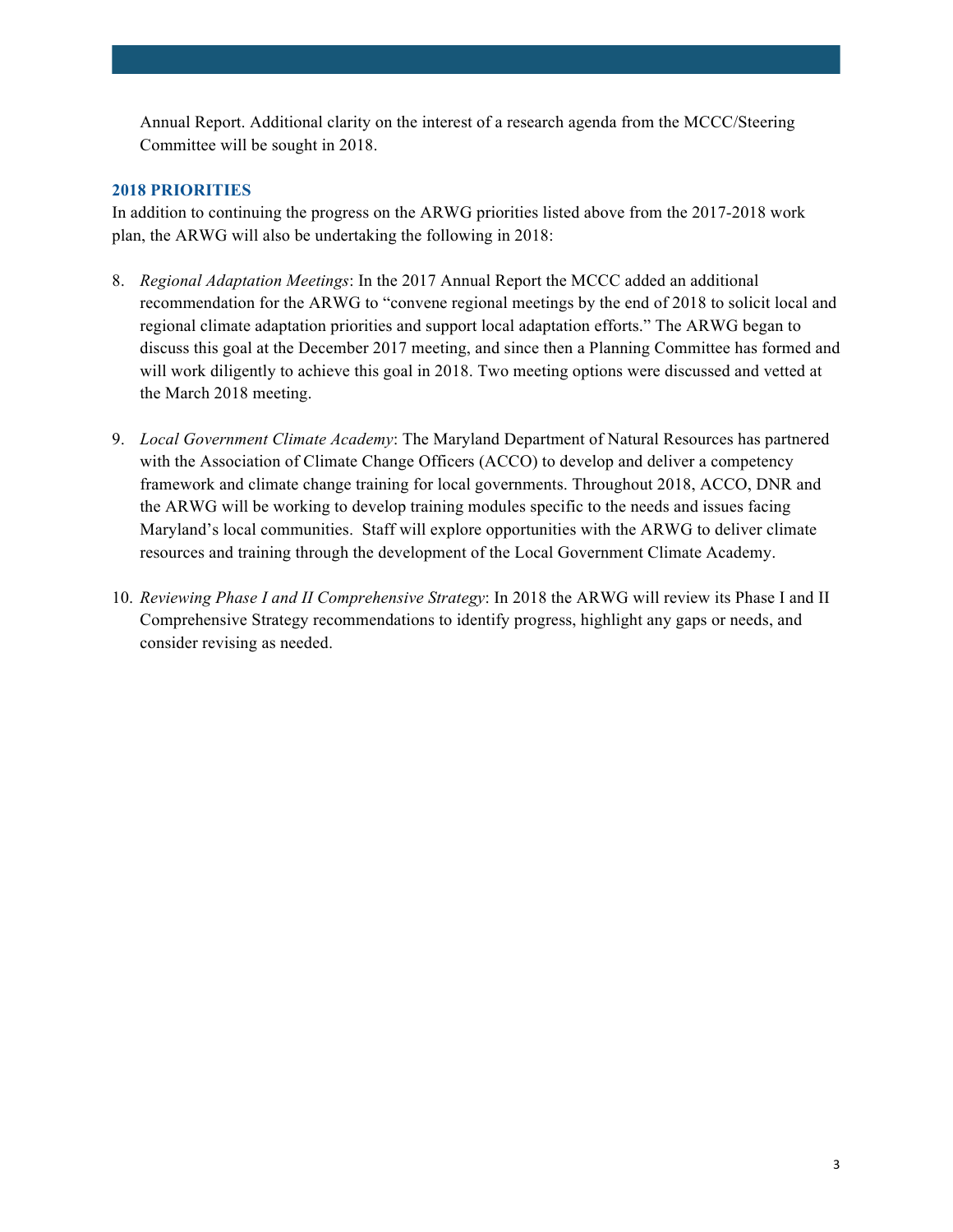Annual Report. Additional clarity on the interest of a research agenda from the MCCC/Steering Committee will be sought in 2018.

## 2018 PRIORITIES

In addition to continuing the progress on the ARWG priorities listed above from the 2017-2018 work plan, the ARWG will also be undertaking the following in 2018:

8. *Regional Adaptation Meetings*: In the 2017 Annual Report the MCCC added an additional recommendation for the ARWG to "convene regional meetings by the end of 2018 to solicit local and regional climate adaptation priorities and support local adaptation efforts." The ARWG began to discuss this goal at the December 2017 meeting, and since then a Planning Committee has formed and will work diligently to achieve this goal in 2018. Two meeting options were discussed and vetted at the March 2018 meeting.

9. *Local Government Climate Academy*: The Maryland Department of Natural Resources has partnered with the Association of Climate Change Officers (ACCO) to develop and deliver a competency framework and climate change training for local governments. Throughout 2018, ACCO, DNR and the ARWG will be working to develop training modules specific to the needs and issues facing Maryland's local communities. Staff will explore opportunities with the ARWG to deliver climate resources and training through the development of the Local Government Climate Academy.

10. *Reviewing Phase I and II Comprehensive Strategy*: In 2018 the ARWG will review its Phase I and II Comprehensive Strategy recommendations to identify progress, highlight any gaps or needs, and consider revising as needed.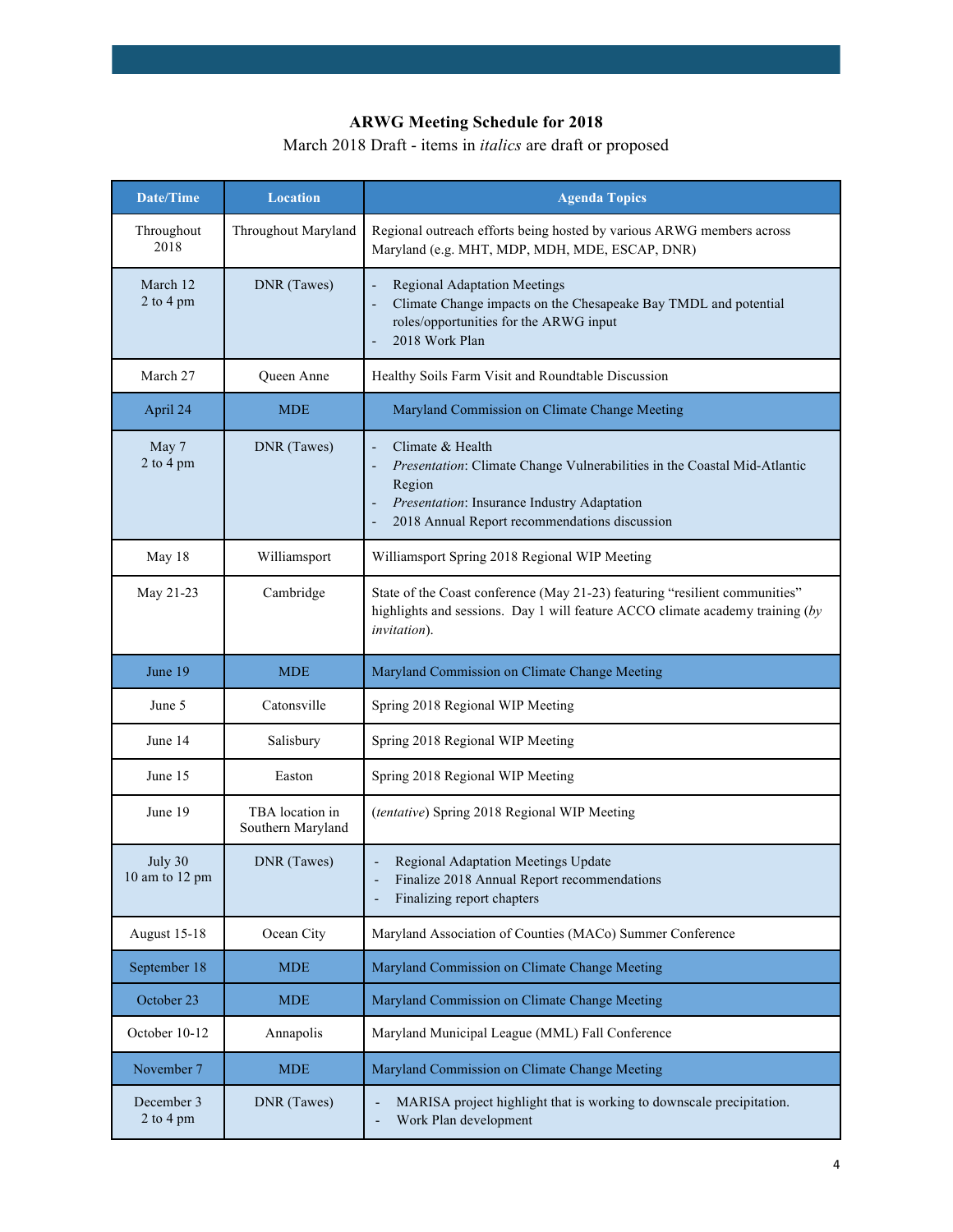**ARWG Meeting Schedule for 2018**

March 2018 Draft - items in *italics* are draft or proposed

| Date/Time | Location | Agenda Topics |
|---|---|---|
| Throughout 2018 | Throughout Maryland | Regional outreach efforts being hosted by various ARWG members across Maryland (e.g. MHT, MDP, MDH, MDE, ESCAP, DNR) |
| March 12<br>2 to 4 pm | DNR (Tawes) | - Regional Adaptation Meetings<br>- Climate Change impacts on the Chesapeake Bay TMDL and potential roles/opportunities for the ARWG input<br>- 2018 Work Plan |
| March 27 | Queen Anne | Healthy Soils Farm Visit and Roundtable Discussion |
| April 24 | MDE | Maryland Commission on Climate Change Meeting |
| May 7<br>2 to 4 pm | DNR (Tawes) | - Climate & Health<br>- *Presentation*: Climate Change Vulnerabilities in the Coastal Mid-Atlantic Region<br>- *Presentation*: Insurance Industry Adaptation<br>- 2018 Annual Report recommendations discussion |
| May 18 | Williamsport | Williamsport Spring 2018 Regional WIP Meeting |
| May 21-23 | Cambridge | State of the Coast conference (May 21-23) featuring "resilient communities" highlights and sessions. Day 1 will feature ACCO climate academy training (*by invitation*). |
| June 19 | MDE | Maryland Commission on Climate Change Meeting |
| June 5 | Catonsville | Spring 2018 Regional WIP Meeting |
| June 14 | Salisbury | Spring 2018 Regional WIP Meeting |
| June 15 | Easton | Spring 2018 Regional WIP Meeting |
| June 19 | TBA location in Southern Maryland | (*tentative*) Spring 2018 Regional WIP Meeting |
| July 30<br>10 am to 12 pm | DNR (Tawes) | - Regional Adaptation Meetings Update<br>- Finalize 2018 Annual Report recommendations<br>- Finalizing report chapters |
| August 15-18 | Ocean City | Maryland Association of Counties (MACo) Summer Conference |
| September 18 | MDE | Maryland Commission on Climate Change Meeting |
| October 23 | MDE | Maryland Commission on Climate Change Meeting |
| October 10-12 | Annapolis | Maryland Municipal League (MML) Fall Conference |
| November 7 | MDE | Maryland Commission on Climate Change Meeting |
| December 3<br>2 to 4 pm | DNR (Tawes) | - MARISA project highlight that is working to downscale precipitation.<br>- Work Plan development |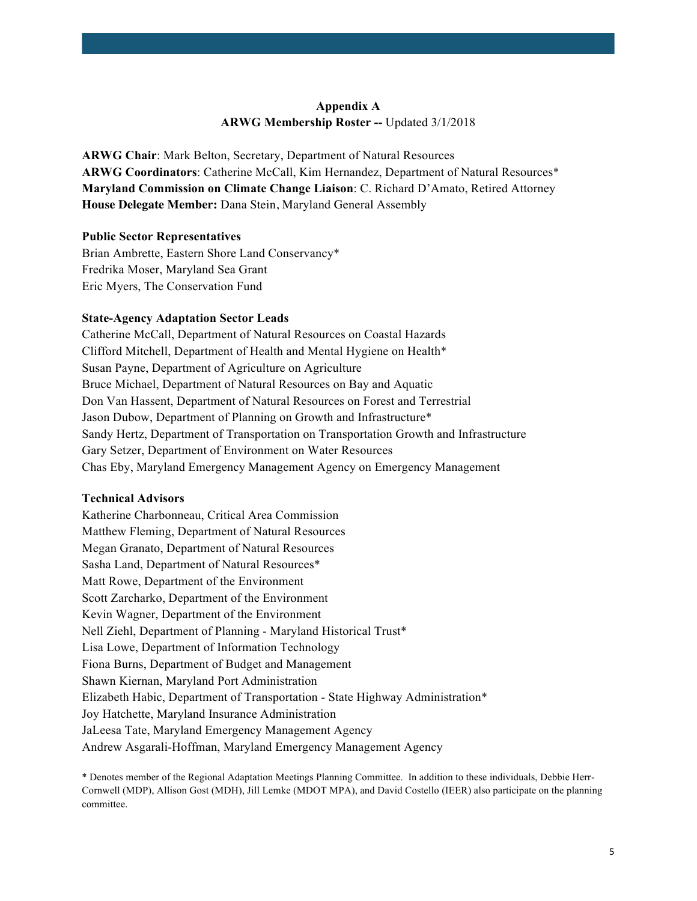## Appendix A

**ARWG Membership Roster --** Updated 3/1/2018

**ARWG Chair**: Mark Belton, Secretary, Department of Natural Resources
**ARWG Coordinators**: Catherine McCall, Kim Hernandez, Department of Natural Resources*
**Maryland Commission on Climate Change Liaison**: C. Richard D'Amato, Retired Attorney
**House Delegate Member:** Dana Stein, Maryland General Assembly

**Public Sector Representatives**

Brian Ambrette, Eastern Shore Land Conservancy*
Fredrika Moser, Maryland Sea Grant
Eric Myers, The Conservation Fund

**State-Agency Adaptation Sector Leads**

Catherine McCall, Department of Natural Resources on Coastal Hazards
Clifford Mitchell, Department of Health and Mental Hygiene on Health*
Susan Payne, Department of Agriculture on Agriculture
Bruce Michael, Department of Natural Resources on Bay and Aquatic
Don Van Hassent, Department of Natural Resources on Forest and Terrestrial
Jason Dubow, Department of Planning on Growth and Infrastructure*
Sandy Hertz, Department of Transportation on Transportation Growth and Infrastructure
Gary Setzer, Department of Environment on Water Resources
Chas Eby, Maryland Emergency Management Agency on Emergency Management

**Technical Advisors**

Katherine Charbonneau, Critical Area Commission
Matthew Fleming, Department of Natural Resources
Megan Granato, Department of Natural Resources
Sasha Land, Department of Natural Resources*
Matt Rowe, Department of the Environment
Scott Zarcharko, Department of the Environment
Kevin Wagner, Department of the Environment
Nell Ziehl, Department of Planning - Maryland Historical Trust*
Lisa Lowe, Department of Information Technology
Fiona Burns, Department of Budget and Management
Shawn Kiernan, Maryland Port Administration
Elizabeth Habic, Department of Transportation - State Highway Administration*
Joy Hatchette, Maryland Insurance Administration
JaLeesa Tate, Maryland Emergency Management Agency
Andrew Asgarali-Hoffman, Maryland Emergency Management Agency

* Denotes member of the Regional Adaptation Meetings Planning Committee. In addition to these individuals, Debbie Herr-Cornwell (MDP), Allison Gost (MDH), Jill Lemke (MDOT MPA), and David Costello (IEER) also participate on the planning committee.